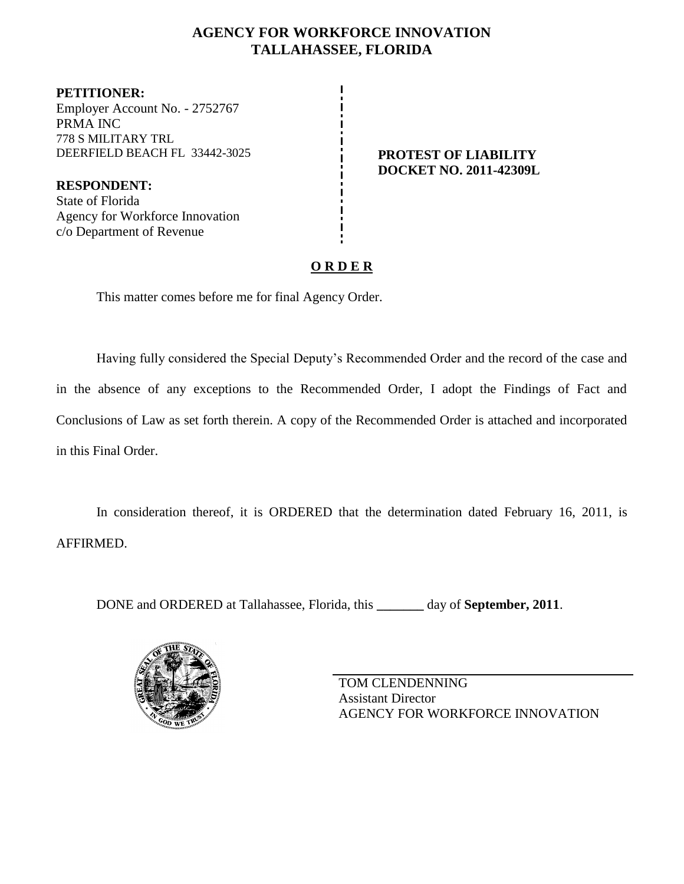# AGENCY FOR WORKFORCE INNOVATION
## TALLAHASSEE, FLORIDA

**PETITIONER:**
Employer Account No. - 2752767
PRMA INC
778 S MILITARY TRL
DEERFIELD BEACH FL 33442-3025

**RESPONDENT:**
State of Florida
Agency for Workforce Innovation
c/o Department of Revenue

**PROTEST OF LIABILITY**
**DOCKET NO. 2011-42309L**

## O R D E R

This matter comes before me for final Agency Order.

Having fully considered the Special Deputy's Recommended Order and the record of the case and in the absence of any exceptions to the Recommended Order, I adopt the Findings of Fact and Conclusions of Law as set forth therein. A copy of the Recommended Order is attached and incorporated in this Final Order.

In consideration thereof, it is ORDERED that the determination dated February 16, 2011, is AFFIRMED.

DONE and ORDERED at Tallahassee, Florida, this _______ day of **September, 2011**.

TOM CLENDENNING
Assistant Director
AGENCY FOR WORKFORCE INNOVATION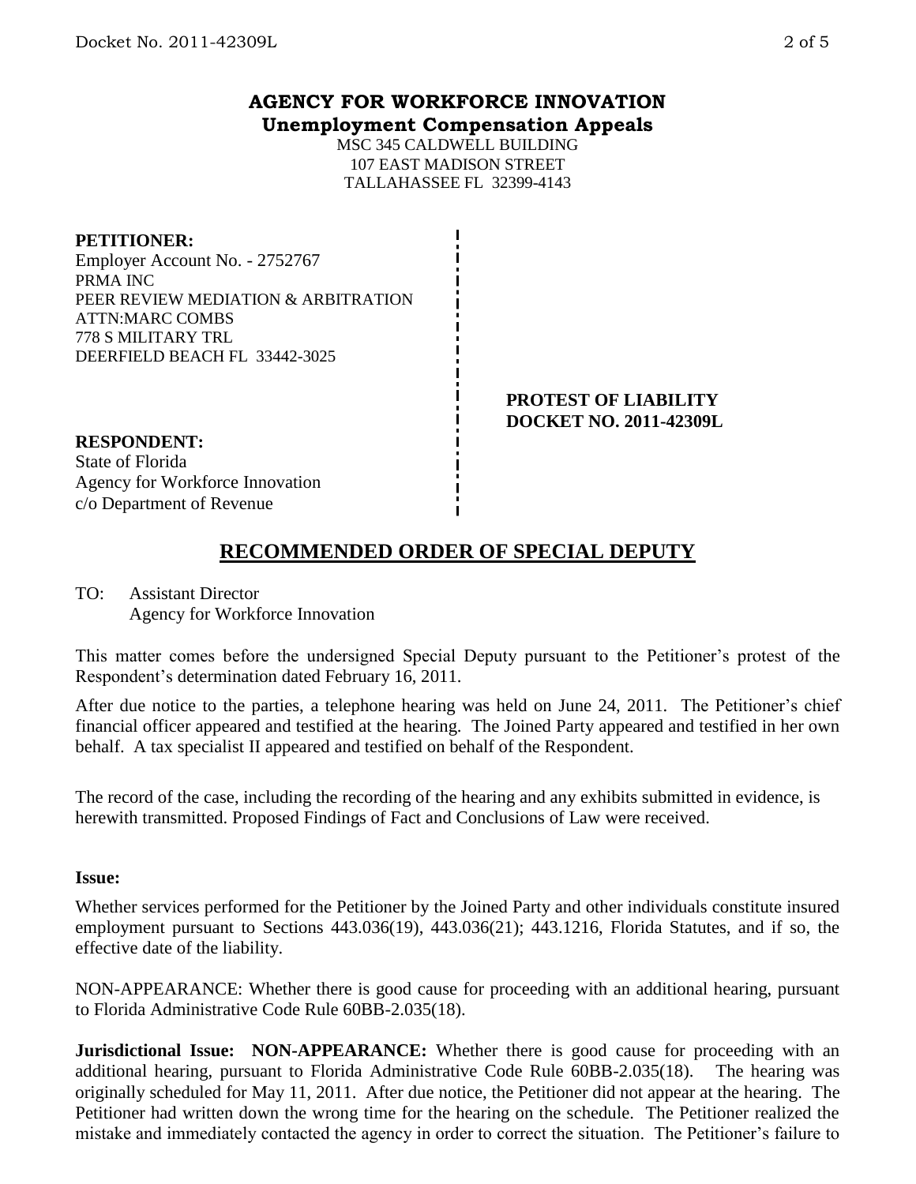# AGENCY FOR WORKFORCE INNOVATION
## Unemployment Compensation Appeals

MSC 345 CALDWELL BUILDING
107 EAST MADISON STREET
TALLAHASSEE FL 32399-4143

**PETITIONER:**
Employer Account No. - 2752767
PRMA INC
PEER REVIEW MEDIATION & ARBITRATION
ATTN:MARC COMBS
778 S MILITARY TRL
DEERFIELD BEACH FL 33442-3025

**PROTEST OF LIABILITY**
**DOCKET NO. 2011-42309L**

**RESPONDENT:**
State of Florida
Agency for Workforce Innovation
c/o Department of Revenue

## RECOMMENDED ORDER OF SPECIAL DEPUTY

TO: Assistant Director
Agency for Workforce Innovation

This matter comes before the undersigned Special Deputy pursuant to the Petitioner's protest of the Respondent's determination dated February 16, 2011.

After due notice to the parties, a telephone hearing was held on June 24, 2011. The Petitioner's chief financial officer appeared and testified at the hearing. The Joined Party appeared and testified in her own behalf. A tax specialist II appeared and testified on behalf of the Respondent.

The record of the case, including the recording of the hearing and any exhibits submitted in evidence, is herewith transmitted. Proposed Findings of Fact and Conclusions of Law were received.

**Issue:**

Whether services performed for the Petitioner by the Joined Party and other individuals constitute insured employment pursuant to Sections 443.036(19), 443.036(21); 443.1216, Florida Statutes, and if so, the effective date of the liability.

NON-APPEARANCE: Whether there is good cause for proceeding with an additional hearing, pursuant to Florida Administrative Code Rule 60BB-2.035(18).

**Jurisdictional Issue: NON-APPEARANCE:** Whether there is good cause for proceeding with an additional hearing, pursuant to Florida Administrative Code Rule 60BB-2.035(18). The hearing was originally scheduled for May 11, 2011. After due notice, the Petitioner did not appear at the hearing. The Petitioner had written down the wrong time for the hearing on the schedule. The Petitioner realized the mistake and immediately contacted the agency in order to correct the situation. The Petitioner's failure to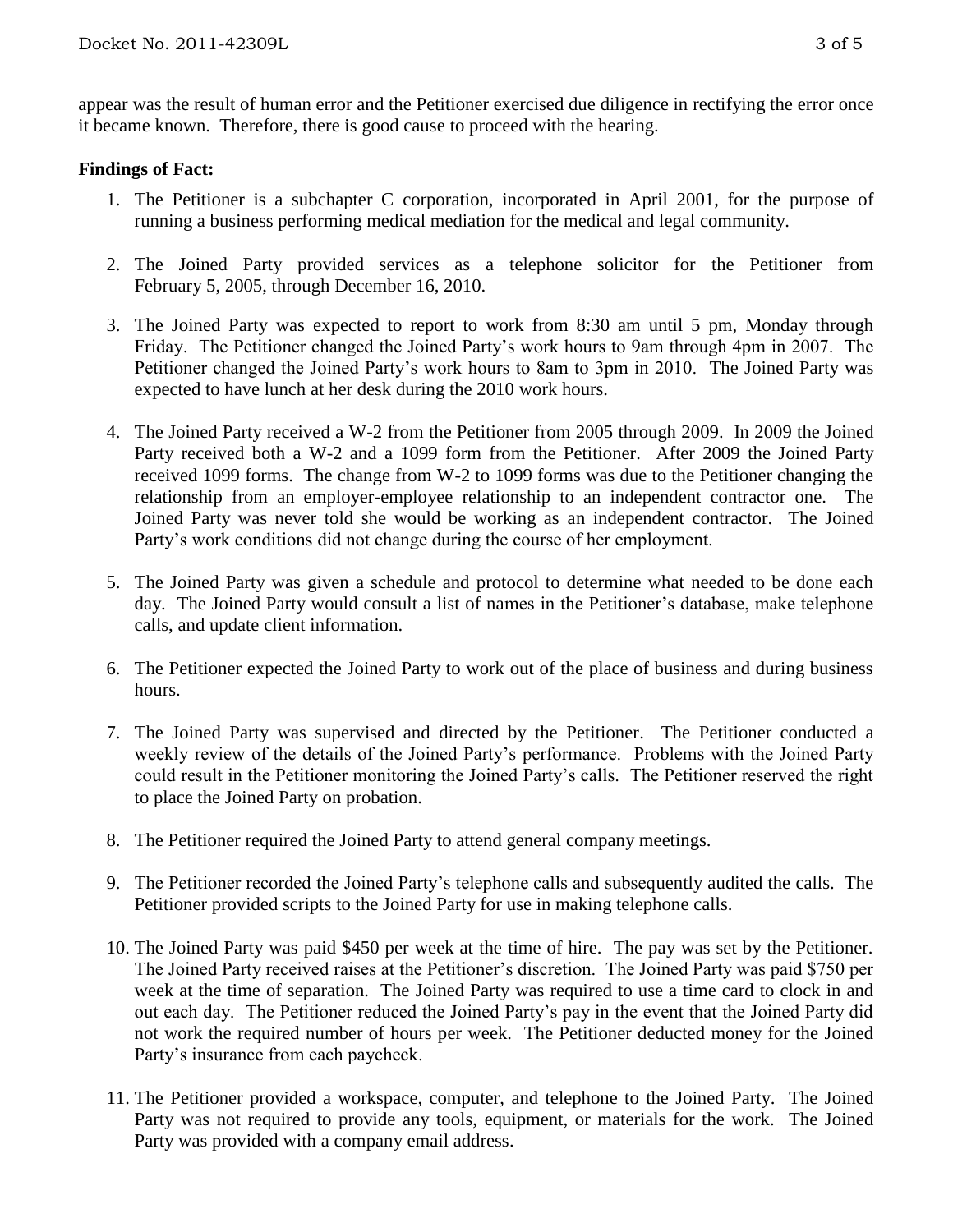appear was the result of human error and the Petitioner exercised due diligence in rectifying the error once it became known. Therefore, there is good cause to proceed with the hearing.

**Findings of Fact:**

1. The Petitioner is a subchapter C corporation, incorporated in April 2001, for the purpose of running a business performing medical mediation for the medical and legal community.

2. The Joined Party provided services as a telephone solicitor for the Petitioner from February 5, 2005, through December 16, 2010.

3. The Joined Party was expected to report to work from 8:30 am until 5 pm, Monday through Friday. The Petitioner changed the Joined Party's work hours to 9am through 4pm in 2007. The Petitioner changed the Joined Party's work hours to 8am to 3pm in 2010. The Joined Party was expected to have lunch at her desk during the 2010 work hours.

4. The Joined Party received a W-2 from the Petitioner from 2005 through 2009. In 2009 the Joined Party received both a W-2 and a 1099 form from the Petitioner. After 2009 the Joined Party received 1099 forms. The change from W-2 to 1099 forms was due to the Petitioner changing the relationship from an employer-employee relationship to an independent contractor one. The Joined Party was never told she would be working as an independent contractor. The Joined Party's work conditions did not change during the course of her employment.

5. The Joined Party was given a schedule and protocol to determine what needed to be done each day. The Joined Party would consult a list of names in the Petitioner's database, make telephone calls, and update client information.

6. The Petitioner expected the Joined Party to work out of the place of business and during business hours.

7. The Joined Party was supervised and directed by the Petitioner. The Petitioner conducted a weekly review of the details of the Joined Party's performance. Problems with the Joined Party could result in the Petitioner monitoring the Joined Party's calls. The Petitioner reserved the right to place the Joined Party on probation.

8. The Petitioner required the Joined Party to attend general company meetings.

9. The Petitioner recorded the Joined Party's telephone calls and subsequently audited the calls. The Petitioner provided scripts to the Joined Party for use in making telephone calls.

10. The Joined Party was paid $450 per week at the time of hire. The pay was set by the Petitioner. The Joined Party received raises at the Petitioner's discretion. The Joined Party was paid $750 per week at the time of separation. The Joined Party was required to use a time card to clock in and out each day. The Petitioner reduced the Joined Party's pay in the event that the Joined Party did not work the required number of hours per week. The Petitioner deducted money for the Joined Party's insurance from each paycheck.

11. The Petitioner provided a workspace, computer, and telephone to the Joined Party. The Joined Party was not required to provide any tools, equipment, or materials for the work. The Joined Party was provided with a company email address.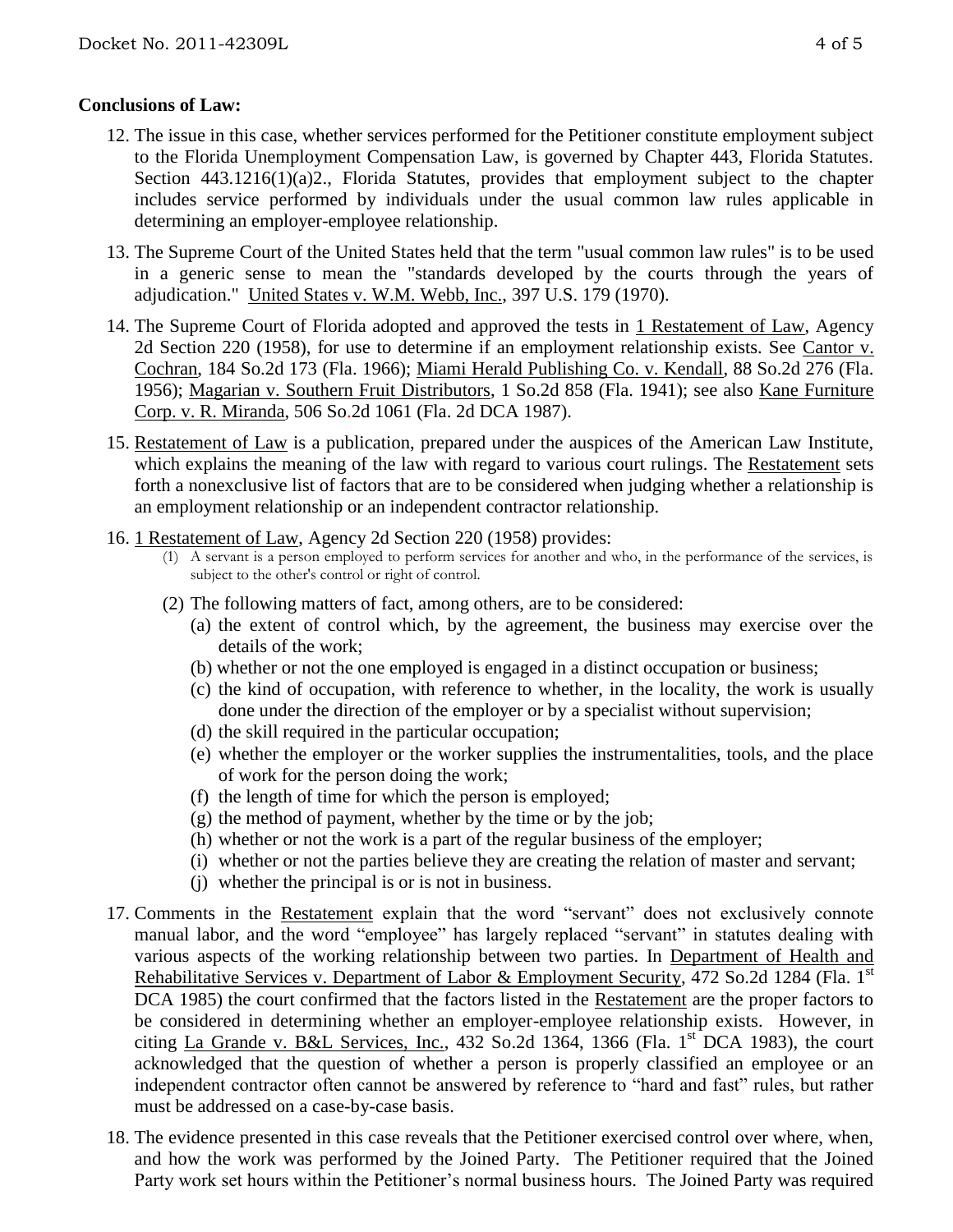**Conclusions of Law:**

12. The issue in this case, whether services performed for the Petitioner constitute employment subject to the Florida Unemployment Compensation Law, is governed by Chapter 443, Florida Statutes. Section 443.1216(1)(a)2., Florida Statutes, provides that employment subject to the chapter includes service performed by individuals under the usual common law rules applicable in determining an employer-employee relationship.

13. The Supreme Court of the United States held that the term "usual common law rules" is to be used in a generic sense to mean the "standards developed by the courts through the years of adjudication." United States v. W.M. Webb, Inc., 397 U.S. 179 (1970).

14. The Supreme Court of Florida adopted and approved the tests in 1 Restatement of Law, Agency 2d Section 220 (1958), for use to determine if an employment relationship exists. See Cantor v. Cochran, 184 So.2d 173 (Fla. 1966); Miami Herald Publishing Co. v. Kendall, 88 So.2d 276 (Fla. 1956); Magarian v. Southern Fruit Distributors, 1 So.2d 858 (Fla. 1941); see also Kane Furniture Corp. v. R. Miranda, 506 So.2d 1061 (Fla. 2d DCA 1987).

15. Restatement of Law is a publication, prepared under the auspices of the American Law Institute, which explains the meaning of the law with regard to various court rulings. The Restatement sets forth a nonexclusive list of factors that are to be considered when judging whether a relationship is an employment relationship or an independent contractor relationship.

16. 1 Restatement of Law, Agency 2d Section 220 (1958) provides:
    (1) A servant is a person employed to perform services for another and who, in the performance of the services, is subject to the other's control or right of control.
    (2) The following matters of fact, among others, are to be considered:
        (a) the extent of control which, by the agreement, the business may exercise over the details of the work;
        (b) whether or not the one employed is engaged in a distinct occupation or business;
        (c) the kind of occupation, with reference to whether, in the locality, the work is usually done under the direction of the employer or by a specialist without supervision;
        (d) the skill required in the particular occupation;
        (e) whether the employer or the worker supplies the instrumentalities, tools, and the place of work for the person doing the work;
        (f) the length of time for which the person is employed;
        (g) the method of payment, whether by the time or by the job;
        (h) whether or not the work is a part of the regular business of the employer;
        (i) whether or not the parties believe they are creating the relation of master and servant;
        (j) whether the principal is or is not in business.

17. Comments in the Restatement explain that the word "servant" does not exclusively connote manual labor, and the word "employee" has largely replaced "servant" in statutes dealing with various aspects of the working relationship between two parties. In Department of Health and Rehabilitative Services v. Department of Labor & Employment Security, 472 So.2d 1284 (Fla. 1st DCA 1985) the court confirmed that the factors listed in the Restatement are the proper factors to be considered in determining whether an employer-employee relationship exists. However, in citing La Grande v. B&L Services, Inc., 432 So.2d 1364, 1366 (Fla. 1st DCA 1983), the court acknowledged that the question of whether a person is properly classified an employee or an independent contractor often cannot be answered by reference to "hard and fast" rules, but rather must be addressed on a case-by-case basis.

18. The evidence presented in this case reveals that the Petitioner exercised control over where, when, and how the work was performed by the Joined Party. The Petitioner required that the Joined Party work set hours within the Petitioner's normal business hours. The Joined Party was required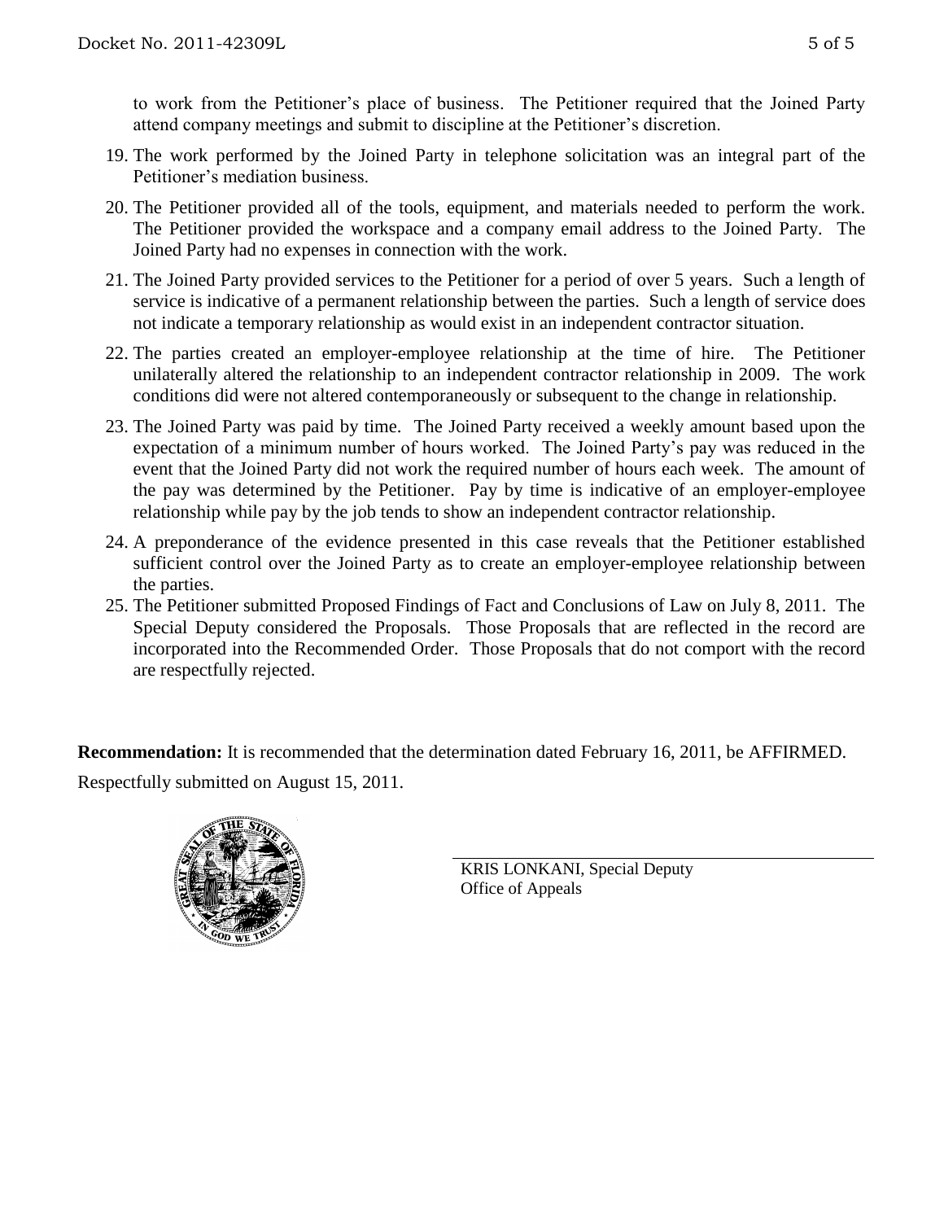to work from the Petitioner's place of business. The Petitioner required that the Joined Party attend company meetings and submit to discipline at the Petitioner's discretion.

19. The work performed by the Joined Party in telephone solicitation was an integral part of the Petitioner's mediation business.
20. The Petitioner provided all of the tools, equipment, and materials needed to perform the work. The Petitioner provided the workspace and a company email address to the Joined Party. The Joined Party had no expenses in connection with the work.
21. The Joined Party provided services to the Petitioner for a period of over 5 years. Such a length of service is indicative of a permanent relationship between the parties. Such a length of service does not indicate a temporary relationship as would exist in an independent contractor situation.
22. The parties created an employer-employee relationship at the time of hire. The Petitioner unilaterally altered the relationship to an independent contractor relationship in 2009. The work conditions did were not altered contemporaneously or subsequent to the change in relationship.
23. The Joined Party was paid by time. The Joined Party received a weekly amount based upon the expectation of a minimum number of hours worked. The Joined Party's pay was reduced in the event that the Joined Party did not work the required number of hours each week. The amount of the pay was determined by the Petitioner. Pay by time is indicative of an employer-employee relationship while pay by the job tends to show an independent contractor relationship.
24. A preponderance of the evidence presented in this case reveals that the Petitioner established sufficient control over the Joined Party as to create an employer-employee relationship between the parties.
25. The Petitioner submitted Proposed Findings of Fact and Conclusions of Law on July 8, 2011. The Special Deputy considered the Proposals. Those Proposals that are reflected in the record are incorporated into the Recommended Order. Those Proposals that do not comport with the record are respectfully rejected.

**Recommendation:** It is recommended that the determination dated February 16, 2011, be AFFIRMED.

Respectfully submitted on August 15, 2011.

KRIS LONKANI, Special Deputy
Office of Appeals